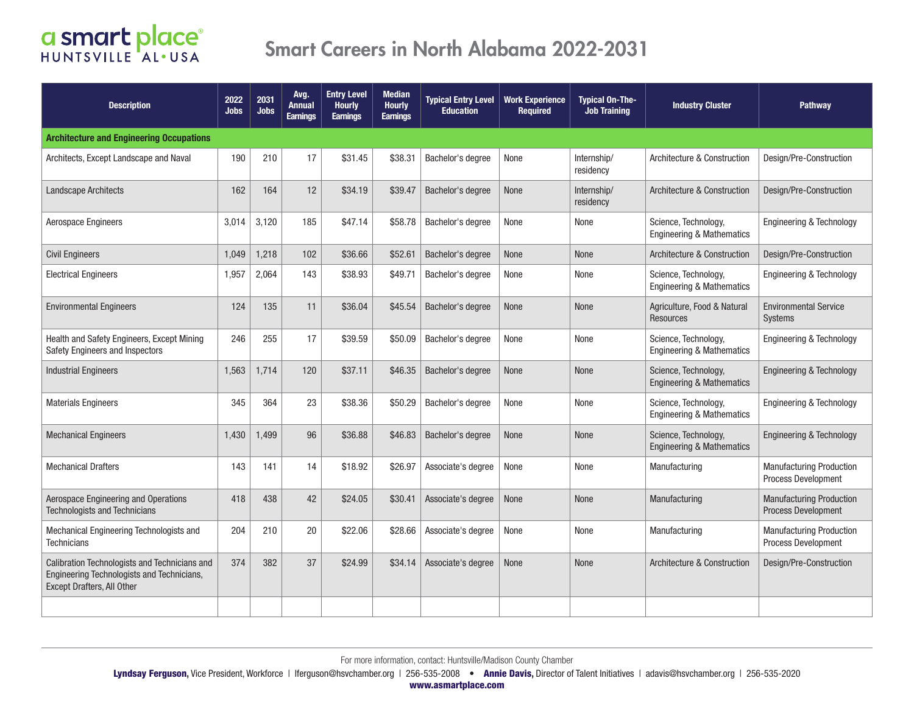a smart place®
HUNTSVILLE AL•USA

# Smart Careers in North Alabama 2022-2031

| Description | 2022 Jobs | 2031 Jobs | Avg. Annual Earnings | Entry Level Hourly Earnings | Median Hourly Earnings | Typical Entry Level Education | Work Experience Required | Typical On-The-Job Training | Industry Cluster | Pathway |
|---|---|---|---|---|---|---|---|---|---|---|
| **Architecture and Engineering Occupations** | | | | | | | | | | |
| Architects, Except Landscape and Naval | 190 | 210 | 17 | $31.45 | $38.31 | Bachelor's degree | None | Internship/ residency | Architecture & Construction | Design/Pre-Construction |
| Landscape Architects | 162 | 164 | 12 | $34.19 | $39.47 | Bachelor's degree | None | Internship/ residency | Architecture & Construction | Design/Pre-Construction |
| Aerospace Engineers | 3,014 | 3,120 | 185 | $47.14 | $58.78 | Bachelor's degree | None | None | Science, Technology, Engineering & Mathematics | Engineering & Technology |
| Civil Engineers | 1,049 | 1,218 | 102 | $36.66 | $52.61 | Bachelor's degree | None | None | Architecture & Construction | Design/Pre-Construction |
| Electrical Engineers | 1,957 | 2,064 | 143 | $38.93 | $49.71 | Bachelor's degree | None | None | Science, Technology, Engineering & Mathematics | Engineering & Technology |
| Environmental Engineers | 124 | 135 | 11 | $36.04 | $45.54 | Bachelor's degree | None | None | Agriculture, Food & Natural Resources | Environmental Service Systems |
| Health and Safety Engineers, Except Mining Safety Engineers and Inspectors | 246 | 255 | 17 | $39.59 | $50.09 | Bachelor's degree | None | None | Science, Technology, Engineering & Mathematics | Engineering & Technology |
| Industrial Engineers | 1,563 | 1,714 | 120 | $37.11 | $46.35 | Bachelor's degree | None | None | Science, Technology, Engineering & Mathematics | Engineering & Technology |
| Materials Engineers | 345 | 364 | 23 | $38.36 | $50.29 | Bachelor's degree | None | None | Science, Technology, Engineering & Mathematics | Engineering & Technology |
| Mechanical Engineers | 1,430 | 1,499 | 96 | $36.88 | $46.83 | Bachelor's degree | None | None | Science, Technology, Engineering & Mathematics | Engineering & Technology |
| Mechanical Drafters | 143 | 141 | 14 | $18.92 | $26.97 | Associate's degree | None | None | Manufacturing | Manufacturing Production Process Development |
| Aerospace Engineering and Operations Technologists and Technicians | 418 | 438 | 42 | $24.05 | $30.41 | Associate's degree | None | None | Manufacturing | Manufacturing Production Process Development |
| Mechanical Engineering Technologists and Technicians | 204 | 210 | 20 | $22.06 | $28.66 | Associate's degree | None | None | Manufacturing | Manufacturing Production Process Development |
| Calibration Technologists and Technicians and Engineering Technologists and Technicians, Except Drafters, All Other | 374 | 382 | 37 | $24.99 | $34.14 | Associate's degree | None | None | Architecture & Construction | Design/Pre-Construction |
| | | | | | | | | | | |

For more information, contact: Huntsville/Madison County Chamber

**Lyndsay Ferguson,** Vice President, Workforce | lferguson@hsvchamber.org | 256-535-2008 • **Annie Davis,** Director of Talent Initiatives | adavis@hsvchamber.org | 256-535-2020

**www.asmartplace.com**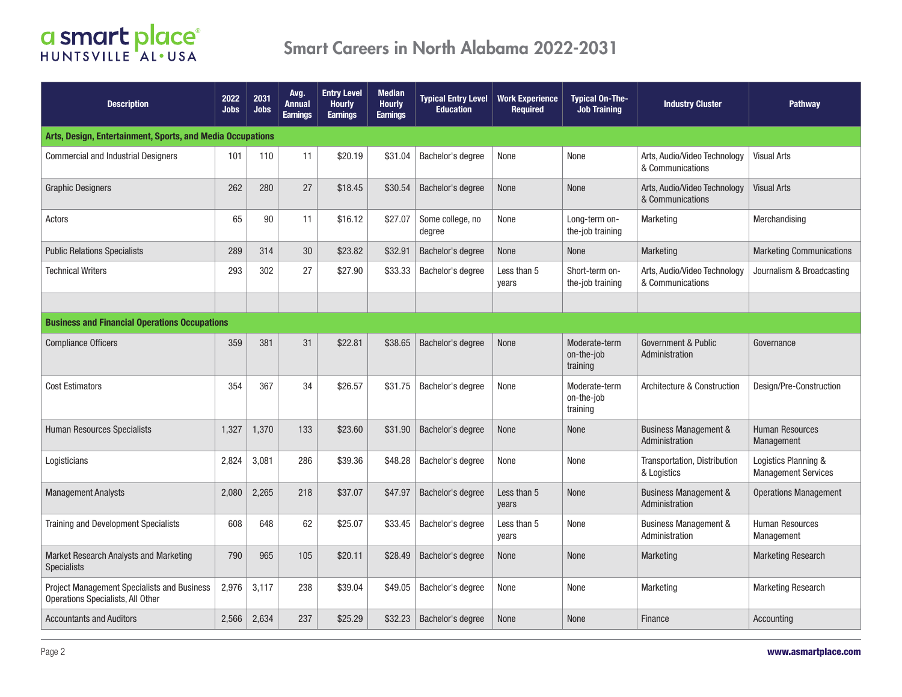# Smart Careers in North Alabama 2022-2031

| Description | 2022 Jobs | 2031 Jobs | Avg. Annual Earnings | Entry Level Hourly Earnings | Median Hourly Earnings | Typical Entry Level Education | Work Experience Required | Typical On-The-Job Training | Industry Cluster | Pathway |
|---|---|---|---|---|---|---|---|---|---|---|
| **Arts, Design, Entertainment, Sports, and Media Occupations** | | | | | | | | | | |
| Commercial and Industrial Designers | 101 | 110 | 11 | $20.19 | $31.04 | Bachelor's degree | None | None | Arts, Audio/Video Technology & Communications | Visual Arts |
| Graphic Designers | 262 | 280 | 27 | $18.45 | $30.54 | Bachelor's degree | None | None | Arts, Audio/Video Technology & Communications | Visual Arts |
| Actors | 65 | 90 | 11 | $16.12 | $27.07 | Some college, no degree | None | Long-term on-the-job training | Marketing | Merchandising |
| Public Relations Specialists | 289 | 314 | 30 | $23.82 | $32.91 | Bachelor's degree | None | None | Marketing | Marketing Communications |
| Technical Writers | 293 | 302 | 27 | $27.90 | $33.33 | Bachelor's degree | Less than 5 years | Short-term on-the-job training | Arts, Audio/Video Technology & Communications | Journalism & Broadcasting |
| | | | | | | | | | | |
| **Business and Financial Operations Occupations** | | | | | | | | | | |
| Compliance Officers | 359 | 381 | 31 | $22.81 | $38.65 | Bachelor's degree | None | Moderate-term on-the-job training | Government & Public Administration | Governance |
| Cost Estimators | 354 | 367 | 34 | $26.57 | $31.75 | Bachelor's degree | None | Moderate-term on-the-job training | Architecture & Construction | Design/Pre-Construction |
| Human Resources Specialists | 1,327 | 1,370 | 133 | $23.60 | $31.90 | Bachelor's degree | None | None | Business Management & Administration | Human Resources Management |
| Logisticians | 2,824 | 3,081 | 286 | $39.36 | $48.28 | Bachelor's degree | None | None | Transportation, Distribution & Logistics | Logistics Planning & Management Services |
| Management Analysts | 2,080 | 2,265 | 218 | $37.07 | $47.97 | Bachelor's degree | Less than 5 years | None | Business Management & Administration | Operations Management |
| Training and Development Specialists | 608 | 648 | 62 | $25.07 | $33.45 | Bachelor's degree | Less than 5 years | None | Business Management & Administration | Human Resources Management |
| Market Research Analysts and Marketing Specialists | 790 | 965 | 105 | $20.11 | $28.49 | Bachelor's degree | None | None | Marketing | Marketing Research |
| Project Management Specialists and Business Operations Specialists, All Other | 2,976 | 3,117 | 238 | $39.04 | $49.05 | Bachelor's degree | None | None | Marketing | Marketing Research |
| Accountants and Auditors | 2,566 | 2,634 | 237 | $25.29 | $32.23 | Bachelor's degree | None | None | Finance | Accounting |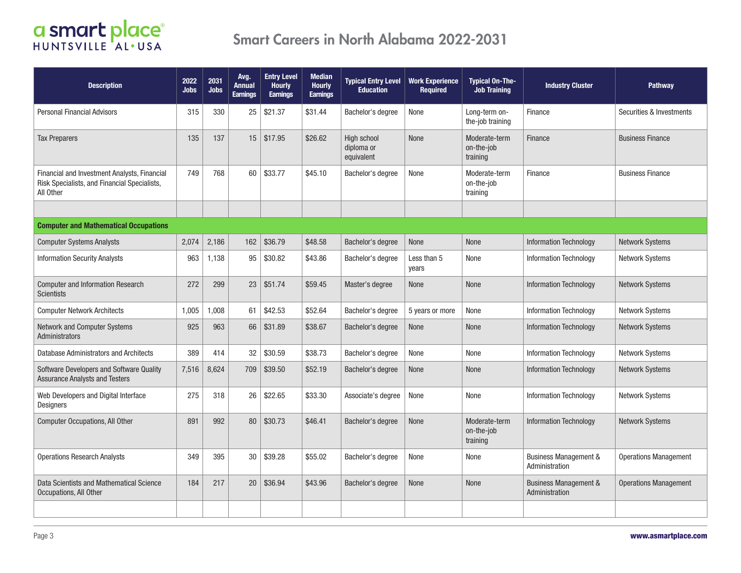# Smart Careers in North Alabama 2022-2031

| Description | 2022 Jobs | 2031 Jobs | Avg. Annual Earnings | Entry Level Hourly Earnings | Median Hourly Earnings | Typical Entry Level Education | Work Experience Required | Typical On-The-Job Training | Industry Cluster | Pathway |
|---|---|---|---|---|---|---|---|---|---|---|
| Personal Financial Advisors | 315 | 330 | 25 | $21.37 | $31.44 | Bachelor's degree | None | Long-term on-the-job training | Finance | Securities & Investments |
| Tax Preparers | 135 | 137 | 15 | $17.95 | $26.62 | High school diploma or equivalent | None | Moderate-term on-the-job training | Finance | Business Finance |
| Financial and Investment Analysts, Financial Risk Specialists, and Financial Specialists, All Other | 749 | 768 | 60 | $33.77 | $45.10 | Bachelor's degree | None | Moderate-term on-the-job training | Finance | Business Finance |
| | | | | | | | | | | |
| **Computer and Mathematical Occupations** | | | | | | | | | | |
| Computer Systems Analysts | 2,074 | 2,186 | 162 | $36.79 | $48.58 | Bachelor's degree | None | None | Information Technology | Network Systems |
| Information Security Analysts | 963 | 1,138 | 95 | $30.82 | $43.86 | Bachelor's degree | Less than 5 years | None | Information Technology | Network Systems |
| Computer and Information Research Scientists | 272 | 299 | 23 | $51.74 | $59.45 | Master's degree | None | None | Information Technology | Network Systems |
| Computer Network Architects | 1,005 | 1,008 | 61 | $42.53 | $52.64 | Bachelor's degree | 5 years or more | None | Information Technology | Network Systems |
| Network and Computer Systems Administrators | 925 | 963 | 66 | $31.89 | $38.67 | Bachelor's degree | None | None | Information Technology | Network Systems |
| Database Administrators and Architects | 389 | 414 | 32 | $30.59 | $38.73 | Bachelor's degree | None | None | Information Technology | Network Systems |
| Software Developers and Software Quality Assurance Analysts and Testers | 7,516 | 8,624 | 709 | $39.50 | $52.19 | Bachelor's degree | None | None | Information Technology | Network Systems |
| Web Developers and Digital Interface Designers | 275 | 318 | 26 | $22.65 | $33.30 | Associate's degree | None | None | Information Technology | Network Systems |
| Computer Occupations, All Other | 891 | 992 | 80 | $30.73 | $46.41 | Bachelor's degree | None | Moderate-term on-the-job training | Information Technology | Network Systems |
| Operations Research Analysts | 349 | 395 | 30 | $39.28 | $55.02 | Bachelor's degree | None | None | Business Management & Administration | Operations Management |
| Data Scientists and Mathematical Science Occupations, All Other | 184 | 217 | 20 | $36.94 | $43.96 | Bachelor's degree | None | None | Business Management & Administration | Operations Management |
| | | | | | | | | | | |

www.asmartplace.com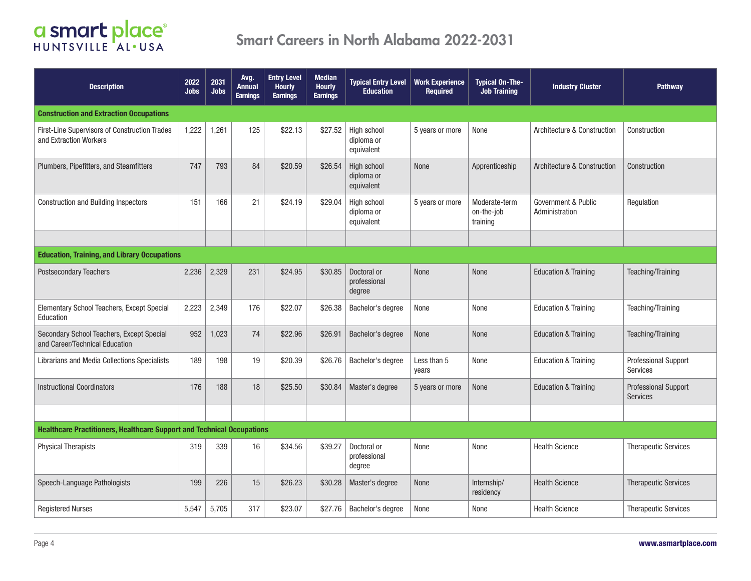# Smart Careers in North Alabama 2022-2031

| Description | 2022 Jobs | 2031 Jobs | Avg. Annual Earnings | Entry Level Hourly Earnings | Median Hourly Earnings | Typical Entry Level Education | Work Experience Required | Typical On-The-Job Training | Industry Cluster | Pathway |
|---|---|---|---|---|---|---|---|---|---|---|
| **Construction and Extraction Occupations** | | | | | | | | | | |
| First-Line Supervisors of Construction Trades and Extraction Workers | 1,222 | 1,261 | 125 | $22.13 | $27.52 | High school diploma or equivalent | 5 years or more | None | Architecture & Construction | Construction |
| Plumbers, Pipefitters, and Steamfitters | 747 | 793 | 84 | $20.59 | $26.54 | High school diploma or equivalent | None | Apprenticeship | Architecture & Construction | Construction |
| Construction and Building Inspectors | 151 | 166 | 21 | $24.19 | $29.04 | High school diploma or equivalent | 5 years or more | Moderate-term on-the-job training | Government & Public Administration | Regulation |
| | | | | | | | | | | |
| **Education, Training, and Library Occupations** | | | | | | | | | | |
| Postsecondary Teachers | 2,236 | 2,329 | 231 | $24.95 | $30.85 | Doctoral or professional degree | None | None | Education & Training | Teaching/Training |
| Elementary School Teachers, Except Special Education | 2,223 | 2,349 | 176 | $22.07 | $26.38 | Bachelor's degree | None | None | Education & Training | Teaching/Training |
| Secondary School Teachers, Except Special and Career/Technical Education | 952 | 1,023 | 74 | $22.96 | $26.91 | Bachelor's degree | None | None | Education & Training | Teaching/Training |
| Librarians and Media Collections Specialists | 189 | 198 | 19 | $20.39 | $26.76 | Bachelor's degree | Less than 5 years | None | Education & Training | Professional Support Services |
| Instructional Coordinators | 176 | 188 | 18 | $25.50 | $30.84 | Master's degree | 5 years or more | None | Education & Training | Professional Support Services |
| | | | | | | | | | | |
| **Healthcare Practitioners, Healthcare Support and Technical Occupations** | | | | | | | | | | |
| Physical Therapists | 319 | 339 | 16 | $34.56 | $39.27 | Doctoral or professional degree | None | None | Health Science | Therapeutic Services |
| Speech-Language Pathologists | 199 | 226 | 15 | $26.23 | $30.28 | Master's degree | None | Internship/ residency | Health Science | Therapeutic Services |
| Registered Nurses | 5,547 | 5,705 | 317 | $23.07 | $27.76 | Bachelor's degree | None | None | Health Science | Therapeutic Services |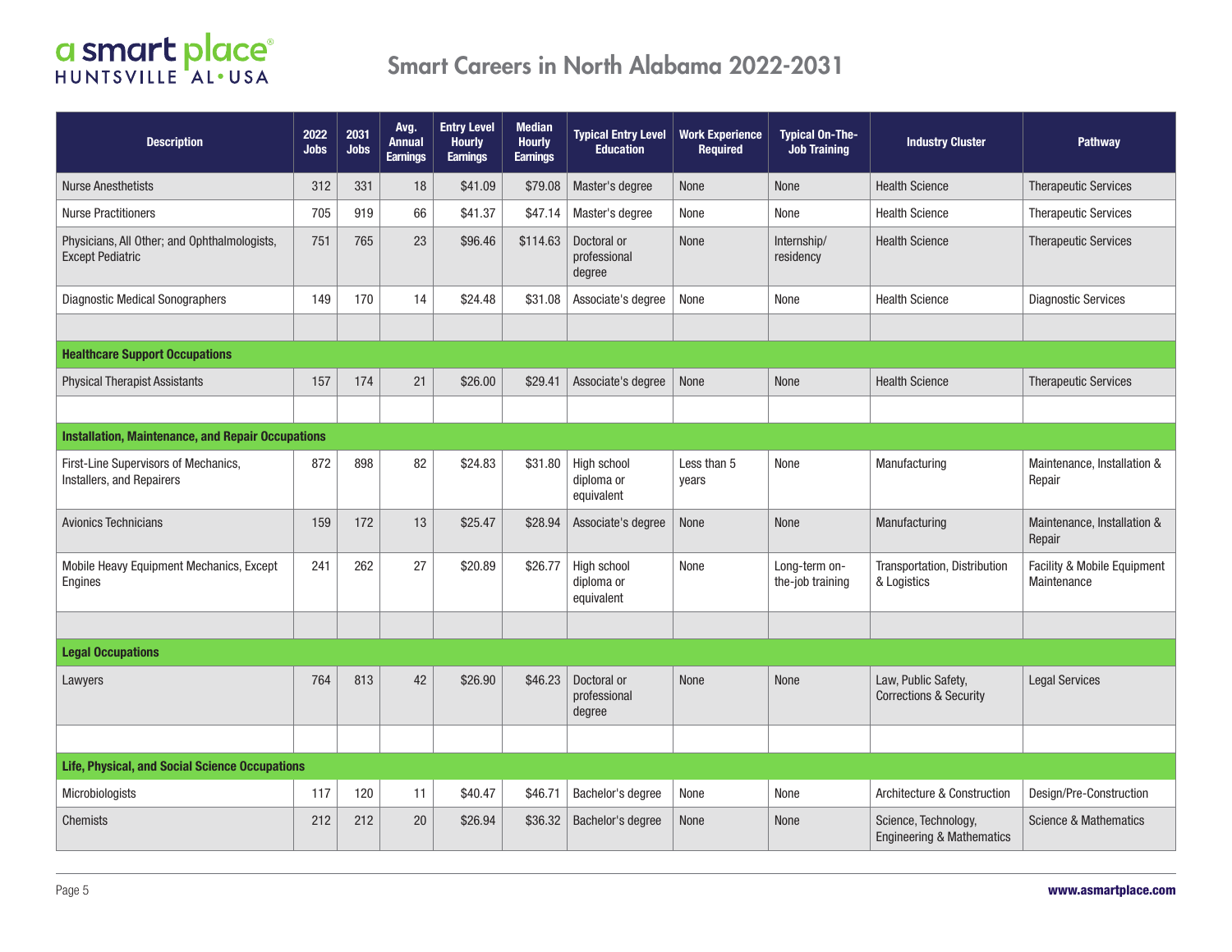## Smart Careers in North Alabama 2022-2031

| Description | 2022 Jobs | 2031 Jobs | Avg. Annual Earnings | Entry Level Hourly Earnings | Median Hourly Earnings | Typical Entry Level Education | Work Experience Required | Typical On-The-Job Training | Industry Cluster | Pathway |
|---|---|---|---|---|---|---|---|---|---|---|
| Nurse Anesthetists | 312 | 331 | 18 | $41.09 | $79.08 | Master's degree | None | None | Health Science | Therapeutic Services |
| Nurse Practitioners | 705 | 919 | 66 | $41.37 | $47.14 | Master's degree | None | None | Health Science | Therapeutic Services |
| Physicians, All Other; and Ophthalmologists, Except Pediatric | 751 | 765 | 23 | $96.46 | $114.63 | Doctoral or professional degree | None | Internship/ residency | Health Science | Therapeutic Services |
| Diagnostic Medical Sonographers | 149 | 170 | 14 | $24.48 | $31.08 | Associate's degree | None | None | Health Science | Diagnostic Services |
| | | | | | | | | | | |
| **Healthcare Support Occupations** | | | | | | | | | | |
| Physical Therapist Assistants | 157 | 174 | 21 | $26.00 | $29.41 | Associate's degree | None | None | Health Science | Therapeutic Services |
| | | | | | | | | | | |
| **Installation, Maintenance, and Repair Occupations** | | | | | | | | | | |
| First-Line Supervisors of Mechanics, Installers, and Repairers | 872 | 898 | 82 | $24.83 | $31.80 | High school diploma or equivalent | Less than 5 years | None | Manufacturing | Maintenance, Installation & Repair |
| Avionics Technicians | 159 | 172 | 13 | $25.47 | $28.94 | Associate's degree | None | None | Manufacturing | Maintenance, Installation & Repair |
| Mobile Heavy Equipment Mechanics, Except Engines | 241 | 262 | 27 | $20.89 | $26.77 | High school diploma or equivalent | None | Long-term on-the-job training | Transportation, Distribution & Logistics | Facility & Mobile Equipment Maintenance |
| | | | | | | | | | | |
| **Legal Occupations** | | | | | | | | | | |
| Lawyers | 764 | 813 | 42 | $26.90 | $46.23 | Doctoral or professional degree | None | None | Law, Public Safety, Corrections & Security | Legal Services |
| | | | | | | | | | | |
| **Life, Physical, and Social Science Occupations** | | | | | | | | | | |
| Microbiologists | 117 | 120 | 11 | $40.47 | $46.71 | Bachelor's degree | None | None | Architecture & Construction | Design/Pre-Construction |
| Chemists | 212 | 212 | 20 | $26.94 | $36.32 | Bachelor's degree | None | None | Science, Technology, Engineering & Mathematics | Science & Mathematics |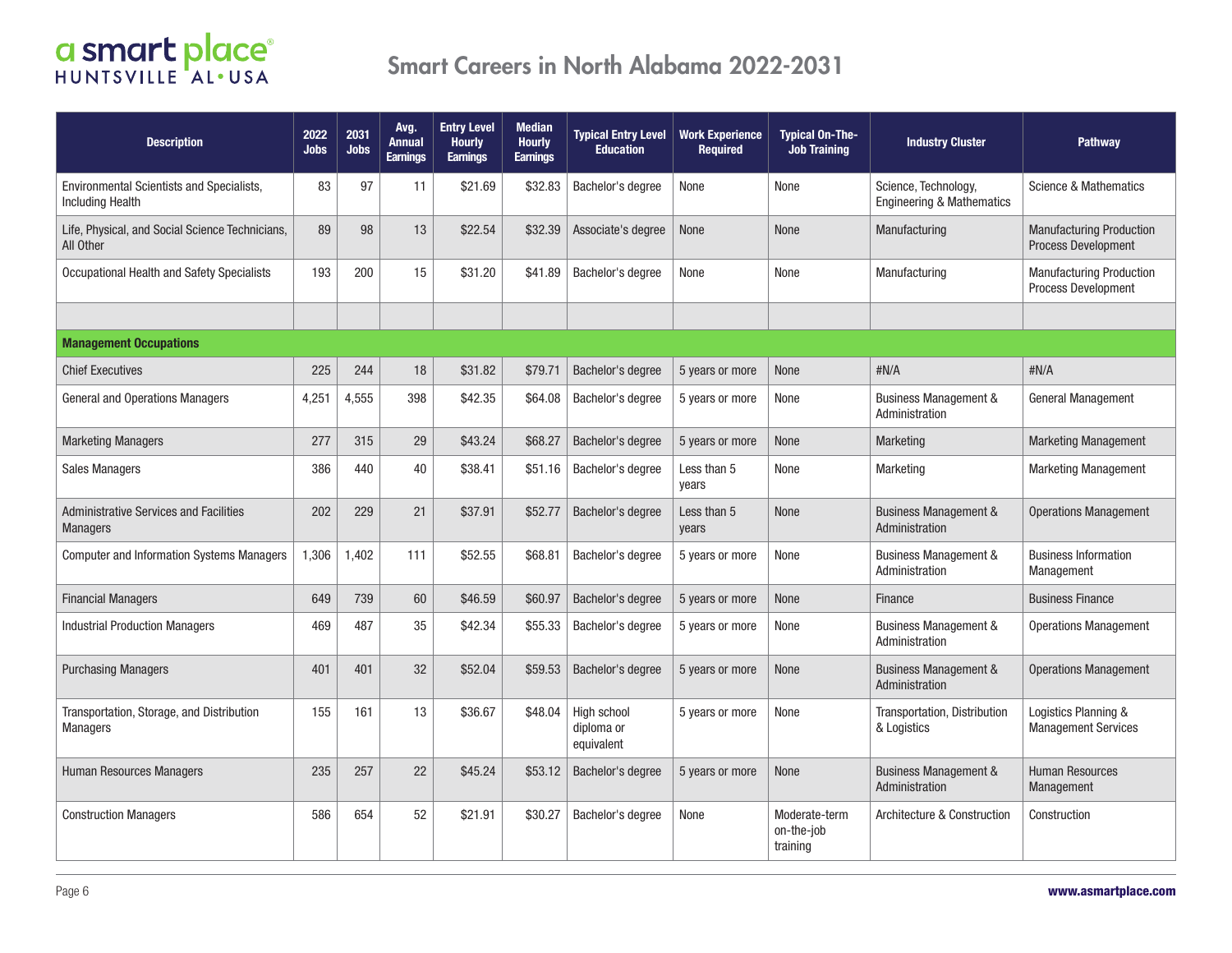# Smart Careers in North Alabama 2022-2031

| Description | 2022 Jobs | 2031 Jobs | Avg. Annual Earnings | Entry Level Hourly Earnings | Median Hourly Earnings | Typical Entry Level Education | Work Experience Required | Typical On-The-Job Training | Industry Cluster | Pathway |
|---|---|---|---|---|---|---|---|---|---|---|
| Environmental Scientists and Specialists, Including Health | 83 | 97 | 11 | $21.69 | $32.83 | Bachelor's degree | None | None | Science, Technology, Engineering & Mathematics | Science & Mathematics |
| Life, Physical, and Social Science Technicians, All Other | 89 | 98 | 13 | $22.54 | $32.39 | Associate's degree | None | None | Manufacturing | Manufacturing Production Process Development |
| Occupational Health and Safety Specialists | 193 | 200 | 15 | $31.20 | $41.89 | Bachelor's degree | None | None | Manufacturing | Manufacturing Production Process Development |
| | | | | | | | | | | |
| **Management Occupations** | | | | | | | | | | |
| Chief Executives | 225 | 244 | 18 | $31.82 | $79.71 | Bachelor's degree | 5 years or more | None | #N/A | #N/A |
| General and Operations Managers | 4,251 | 4,555 | 398 | $42.35 | $64.08 | Bachelor's degree | 5 years or more | None | Business Management & Administration | General Management |
| Marketing Managers | 277 | 315 | 29 | $43.24 | $68.27 | Bachelor's degree | 5 years or more | None | Marketing | Marketing Management |
| Sales Managers | 386 | 440 | 40 | $38.41 | $51.16 | Bachelor's degree | Less than 5 years | None | Marketing | Marketing Management |
| Administrative Services and Facilities Managers | 202 | 229 | 21 | $37.91 | $52.77 | Bachelor's degree | Less than 5 years | None | Business Management & Administration | Operations Management |
| Computer and Information Systems Managers | 1,306 | 1,402 | 111 | $52.55 | $68.81 | Bachelor's degree | 5 years or more | None | Business Management & Administration | Business Information Management |
| Financial Managers | 649 | 739 | 60 | $46.59 | $60.97 | Bachelor's degree | 5 years or more | None | Finance | Business Finance |
| Industrial Production Managers | 469 | 487 | 35 | $42.34 | $55.33 | Bachelor's degree | 5 years or more | None | Business Management & Administration | Operations Management |
| Purchasing Managers | 401 | 401 | 32 | $52.04 | $59.53 | Bachelor's degree | 5 years or more | None | Business Management & Administration | Operations Management |
| Transportation, Storage, and Distribution Managers | 155 | 161 | 13 | $36.67 | $48.04 | High school diploma or equivalent | 5 years or more | None | Transportation, Distribution & Logistics | Logistics Planning & Management Services |
| Human Resources Managers | 235 | 257 | 22 | $45.24 | $53.12 | Bachelor's degree | 5 years or more | None | Business Management & Administration | Human Resources Management |
| Construction Managers | 586 | 654 | 52 | $21.91 | $30.27 | Bachelor's degree | None | Moderate-term on-the-job training | Architecture & Construction | Construction |

www.asmartplace.com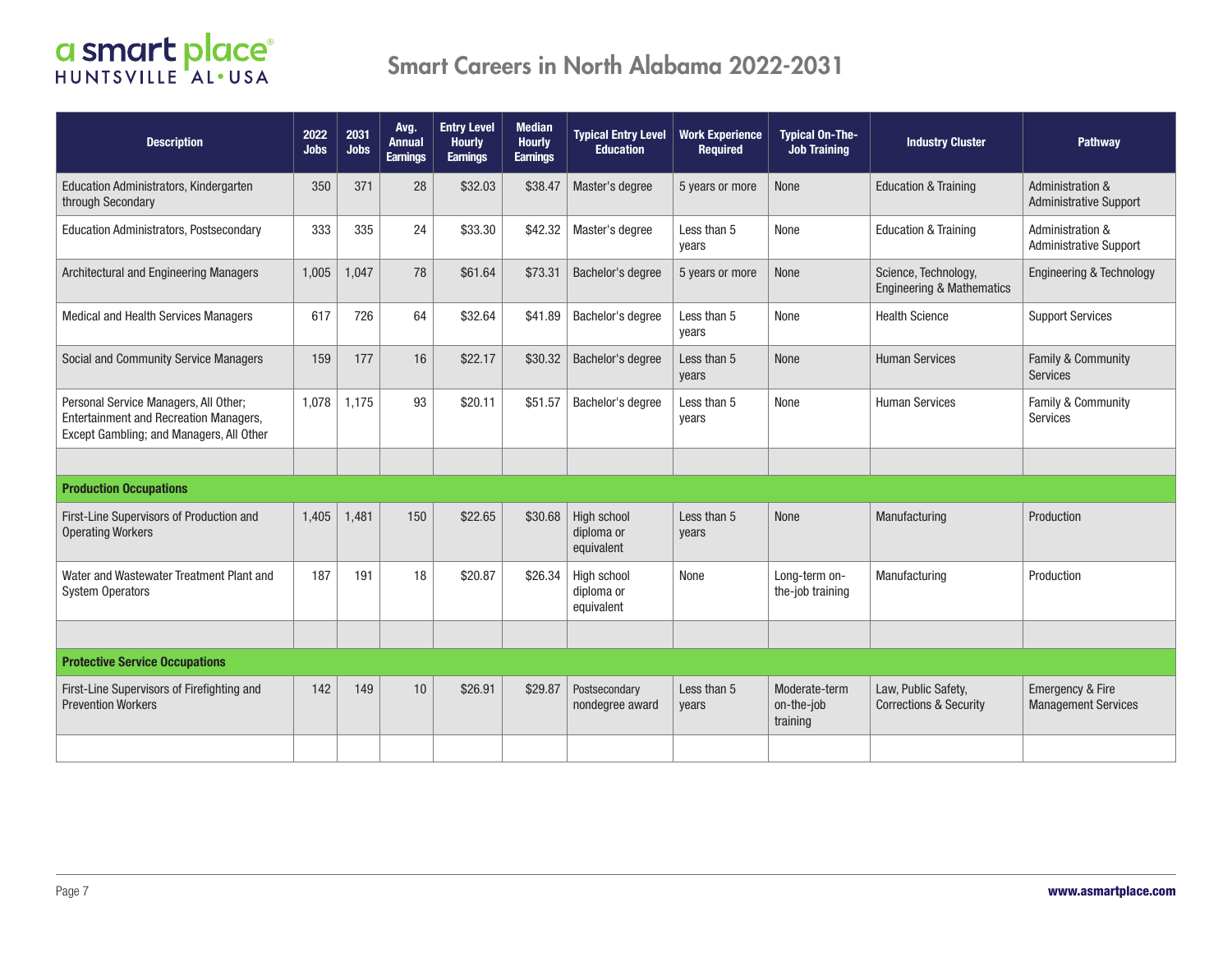# Smart Careers in North Alabama 2022-2031

| Description | 2022 Jobs | 2031 Jobs | Avg. Annual Earnings | Entry Level Hourly Earnings | Median Hourly Earnings | Typical Entry Level Education | Work Experience Required | Typical On-The-Job Training | Industry Cluster | Pathway |
|---|---|---|---|---|---|---|---|---|---|---|
| Education Administrators, Kindergarten through Secondary | 350 | 371 | 28 | $32.03 | $38.47 | Master's degree | 5 years or more | None | Education & Training | Administration & Administrative Support |
| Education Administrators, Postsecondary | 333 | 335 | 24 | $33.30 | $42.32 | Master's degree | Less than 5 years | None | Education & Training | Administration & Administrative Support |
| Architectural and Engineering Managers | 1,005 | 1,047 | 78 | $61.64 | $73.31 | Bachelor's degree | 5 years or more | None | Science, Technology, Engineering & Mathematics | Engineering & Technology |
| Medical and Health Services Managers | 617 | 726 | 64 | $32.64 | $41.89 | Bachelor's degree | Less than 5 years | None | Health Science | Support Services |
| Social and Community Service Managers | 159 | 177 | 16 | $22.17 | $30.32 | Bachelor's degree | Less than 5 years | None | Human Services | Family & Community Services |
| Personal Service Managers, All Other; Entertainment and Recreation Managers, Except Gambling; and Managers, All Other | 1,078 | 1,175 | 93 | $20.11 | $51.57 | Bachelor's degree | Less than 5 years | None | Human Services | Family & Community Services |
| | | | | | | | | | | |
| **Production Occupations** | | | | | | | | | | |
| First-Line Supervisors of Production and Operating Workers | 1,405 | 1,481 | 150 | $22.65 | $30.68 | High school diploma or equivalent | Less than 5 years | None | Manufacturing | Production |
| Water and Wastewater Treatment Plant and System Operators | 187 | 191 | 18 | $20.87 | $26.34 | High school diploma or equivalent | None | Long-term on-the-job training | Manufacturing | Production |
| | | | | | | | | | | |
| **Protective Service Occupations** | | | | | | | | | | |
| First-Line Supervisors of Firefighting and Prevention Workers | 142 | 149 | 10 | $26.91 | $29.87 | Postsecondary nondegree award | Less than 5 years | Moderate-term on-the-job training | Law, Public Safety, Corrections & Security | Emergency & Fire Management Services |
| | | | | | | | | | | |

www.asmartplace.com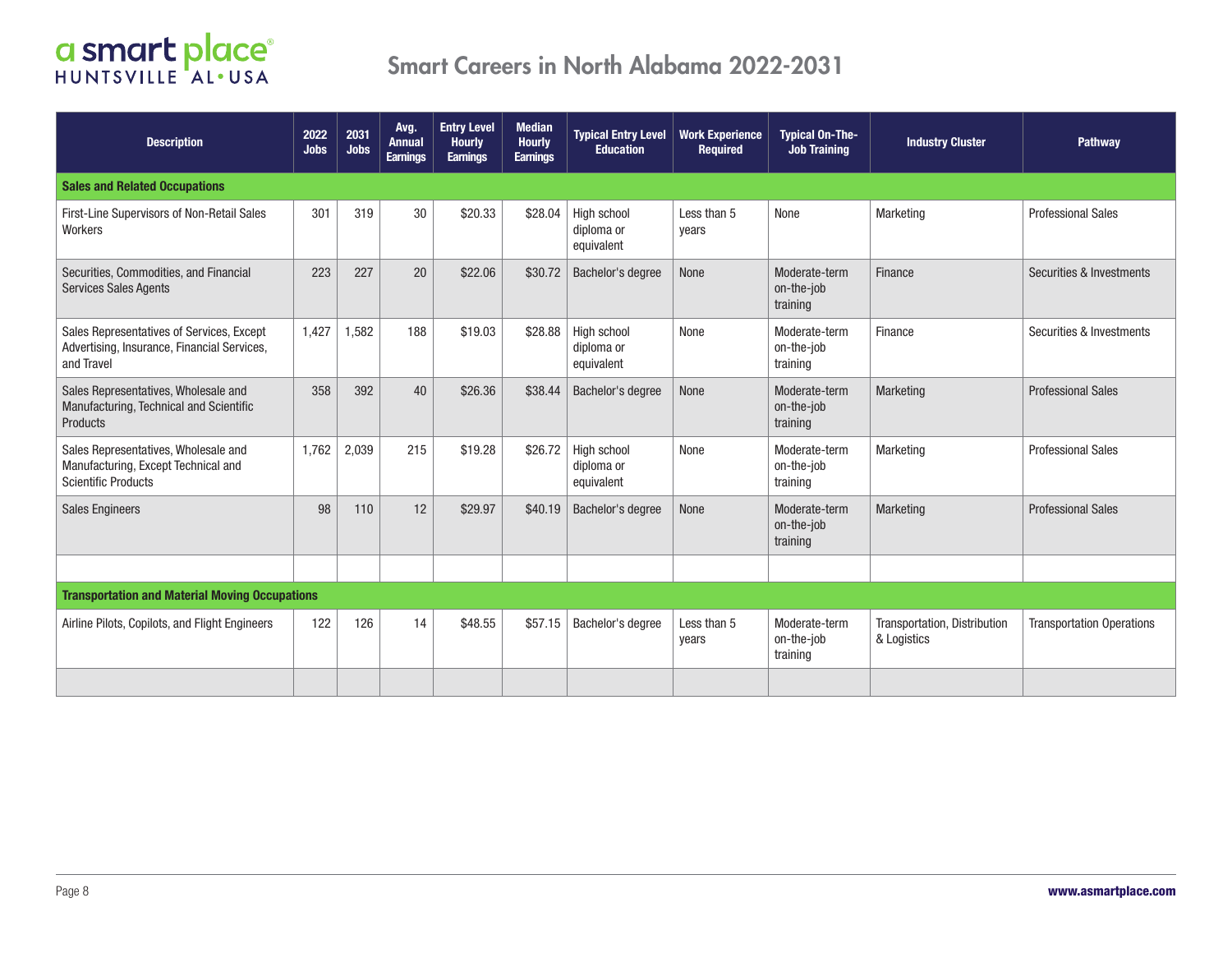a smart place® HUNTSVILLE AL • USA

# Smart Careers in North Alabama 2022-2031

| Description | 2022 Jobs | 2031 Jobs | Avg. Annual Earnings | Entry Level Hourly Earnings | Median Hourly Earnings | Typical Entry Level Education | Work Experience Required | Typical On-The-Job Training | Industry Cluster | Pathway |
|---|---|---|---|---|---|---|---|---|---|---|
| **Sales and Related Occupations** | | | | | | | | | | |
| First-Line Supervisors of Non-Retail Sales Workers | 301 | 319 | 30 | $20.33 | $28.04 | High school diploma or equivalent | Less than 5 years | None | Marketing | Professional Sales |
| Securities, Commodities, and Financial Services Sales Agents | 223 | 227 | 20 | $22.06 | $30.72 | Bachelor's degree | None | Moderate-term on-the-job training | Finance | Securities & Investments |
| Sales Representatives of Services, Except Advertising, Insurance, Financial Services, and Travel | 1,427 | 1,582 | 188 | $19.03 | $28.88 | High school diploma or equivalent | None | Moderate-term on-the-job training | Finance | Securities & Investments |
| Sales Representatives, Wholesale and Manufacturing, Technical and Scientific Products | 358 | 392 | 40 | $26.36 | $38.44 | Bachelor's degree | None | Moderate-term on-the-job training | Marketing | Professional Sales |
| Sales Representatives, Wholesale and Manufacturing, Except Technical and Scientific Products | 1,762 | 2,039 | 215 | $19.28 | $26.72 | High school diploma or equivalent | None | Moderate-term on-the-job training | Marketing | Professional Sales |
| Sales Engineers | 98 | 110 | 12 | $29.97 | $40.19 | Bachelor's degree | None | Moderate-term on-the-job training | Marketing | Professional Sales |
| | | | | | | | | | | |
| **Transportation and Material Moving Occupations** | | | | | | | | | | |
| Airline Pilots, Copilots, and Flight Engineers | 122 | 126 | 14 | $48.55 | $57.15 | Bachelor's degree | Less than 5 years | Moderate-term on-the-job training | Transportation, Distribution & Logistics | Transportation Operations |
| | | | | | | | | | | |

www.asmartplace.com